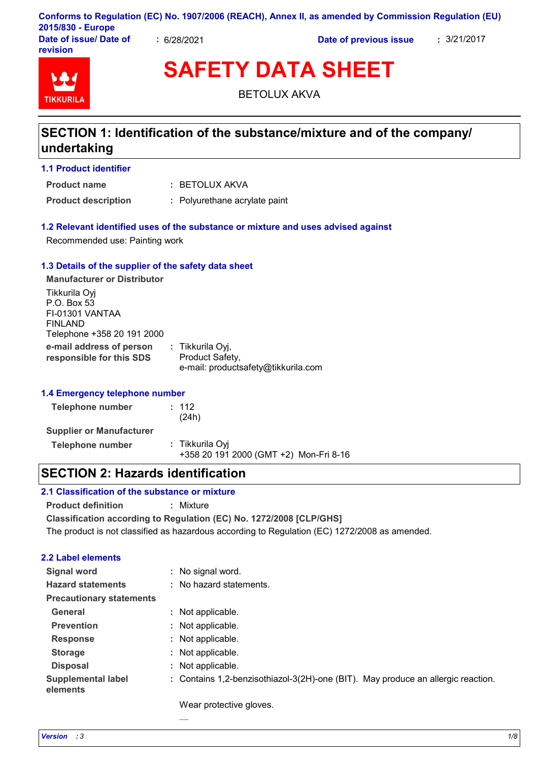Conforms to Regulation (EC) No. 1907/2006 (REACH), Annex II, as amended by Commission Regulation (EU) 2015/830 - Europe

**Date of issue/ Date of revision** : 6/28/2021 **Date of previous issue** : 3/21/2017

# SAFETY DATA SHEET

BETOLUX AKVA

## SECTION 1: Identification of the substance/mixture and of the company/ undertaking

### 1.1 Product identifier

**Product name** : BETOLUX AKVA

**Product description** : Polyurethane acrylate paint

### 1.2 Relevant identified uses of the substance or mixture and uses advised against

Recommended use: Painting work

### 1.3 Details of the supplier of the safety data sheet

**Manufacturer or Distributor**

Tikkurila Oyj
P.O. Box 53
FI-01301 VANTAA
FINLAND
Telephone +358 20 191 2000

**e-mail address of person responsible for this SDS** : Tikkurila Oyj,
Product Safety,
e-mail: productsafety@tikkurila.com

### 1.4 Emergency telephone number

**Telephone number** : 112
(24h)

**Supplier or Manufacturer**

**Telephone number** : Tikkurila Oyj
+358 20 191 2000 (GMT +2) Mon-Fri 8-16

## SECTION 2: Hazards identification

### 2.1 Classification of the substance or mixture

**Product definition** : Mixture

**Classification according to Regulation (EC) No. 1272/2008 [CLP/GHS]**

The product is not classified as hazardous according to Regulation (EC) 1272/2008 as amended.

### 2.2 Label elements

**Signal word** : No signal word.

**Hazard statements** : No hazard statements.

**Precautionary statements**

**General** : Not applicable.

**Prevention** : Not applicable.

**Response** : Not applicable.

**Storage** : Not applicable.

**Disposal** : Not applicable.

**Supplemental label elements** : Contains 1,2-benzisothiazol-3(2H)-one (BIT). May produce an allergic reaction.

Wear protective gloves.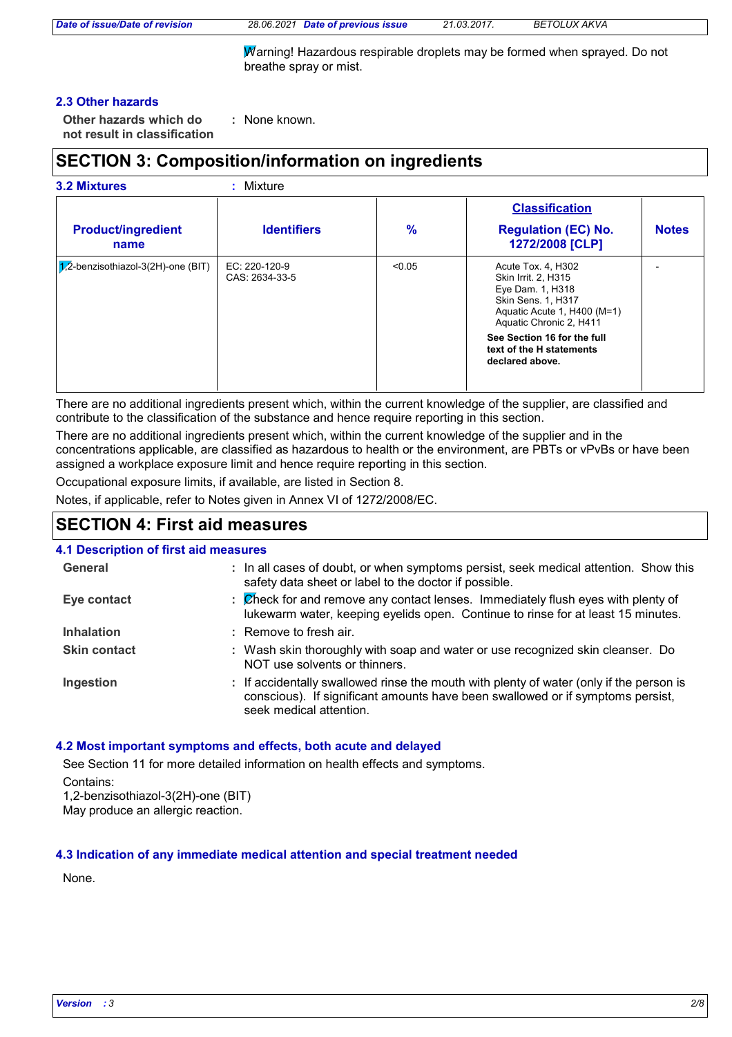Warning! Hazardous respirable droplets may be formed when sprayed. Do not breathe spray or mist.

### 2.3 Other hazards

**Other hazards which do not result in classification** : None known.

## SECTION 3: Composition/information on ingredients

**3.2 Mixtures** : Mixture

| Product/ingredient name | Identifiers | % | Classification<br>Regulation (EC) No. 1272/2008 [CLP] | Notes |
|---|---|---|---|---|
| 1,2-benzisothiazol-3(2H)-one (BIT) | EC: 220-120-9<br>CAS: 2634-33-5 | <0.05 | Acute Tox. 4, H302<br>Skin Irrit. 2, H315<br>Eye Dam. 1, H318<br>Skin Sens. 1, H317<br>Aquatic Acute 1, H400 (M=1)<br>Aquatic Chronic 2, H411<br>**See Section 16 for the full text of the H statements declared above.** | - |

There are no additional ingredients present which, within the current knowledge of the supplier, are classified and contribute to the classification of the substance and hence require reporting in this section.

There are no additional ingredients present which, within the current knowledge of the supplier and in the concentrations applicable, are classified as hazardous to health or the environment, are PBTs or vPvBs or have been assigned a workplace exposure limit and hence require reporting in this section.

Occupational exposure limits, if available, are listed in Section 8.

Notes, if applicable, refer to Notes given in Annex VI of 1272/2008/EC.

## SECTION 4: First aid measures

### 4.1 Description of first aid measures

**General** : In all cases of doubt, or when symptoms persist, seek medical attention. Show this safety data sheet or label to the doctor if possible.

**Eye contact** : Check for and remove any contact lenses. Immediately flush eyes with plenty of lukewarm water, keeping eyelids open. Continue to rinse for at least 15 minutes.

**Inhalation** : Remove to fresh air.

**Skin contact** : Wash skin thoroughly with soap and water or use recognized skin cleanser. Do NOT use solvents or thinners.

**Ingestion** : If accidentally swallowed rinse the mouth with plenty of water (only if the person is conscious). If significant amounts have been swallowed or if symptoms persist, seek medical attention.

### 4.2 Most important symptoms and effects, both acute and delayed

See Section 11 for more detailed information on health effects and symptoms.

Contains:
1,2-benzisothiazol-3(2H)-one (BIT)
May produce an allergic reaction.

### 4.3 Indication of any immediate medical attention and special treatment needed

None.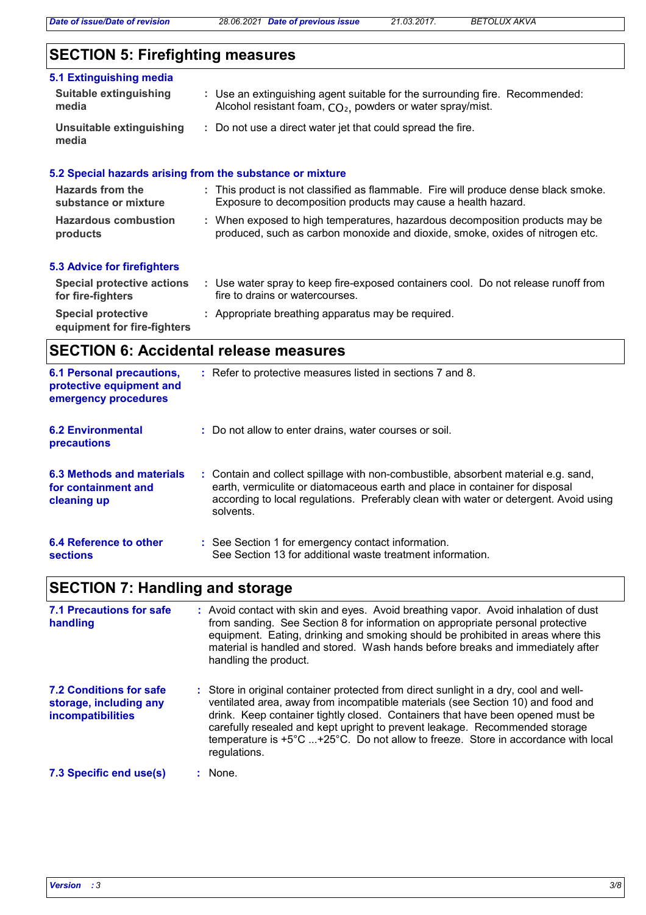## SECTION 5: Firefighting measures

### 5.1 Extinguishing media

**Suitable extinguishing media** : Use an extinguishing agent suitable for the surrounding fire. Recommended: Alcohol resistant foam, $CO_2$, powders or water spray/mist.

**Unsuitable extinguishing media** : Do not use a direct water jet that could spread the fire.

### 5.2 Special hazards arising from the substance or mixture

**Hazards from the substance or mixture** : This product is not classified as flammable. Fire will produce dense black smoke. Exposure to decomposition products may cause a health hazard.

**Hazardous combustion products** : When exposed to high temperatures, hazardous decomposition products may be produced, such as carbon monoxide and dioxide, smoke, oxides of nitrogen etc.

### 5.3 Advice for firefighters

**Special protective actions for fire-fighters** : Use water spray to keep fire-exposed containers cool. Do not release runoff from fire to drains or watercourses.

**Special protective equipment for fire-fighters** : Appropriate breathing apparatus may be required.

## SECTION 6: Accidental release measures

**6.1 Personal precautions, protective equipment and emergency procedures** : Refer to protective measures listed in sections 7 and 8.

**6.2 Environmental precautions** : Do not allow to enter drains, water courses or soil.

**6.3 Methods and materials for containment and cleaning up** : Contain and collect spillage with non-combustible, absorbent material e.g. sand, earth, vermiculite or diatomaceous earth and place in container for disposal according to local regulations. Preferably clean with water or detergent. Avoid using solvents.

**6.4 Reference to other sections** : See Section 1 for emergency contact information.
See Section 13 for additional waste treatment information.

## SECTION 7: Handling and storage

**7.1 Precautions for safe handling** : Avoid contact with skin and eyes. Avoid breathing vapor. Avoid inhalation of dust from sanding. See Section 8 for information on appropriate personal protective equipment. Eating, drinking and smoking should be prohibited in areas where this material is handled and stored. Wash hands before breaks and immediately after handling the product.

**7.2 Conditions for safe storage, including any incompatibilities** : Store in original container protected from direct sunlight in a dry, cool and well-ventilated area, away from incompatible materials (see Section 10) and food and drink. Keep container tightly closed. Containers that have been opened must be carefully resealed and kept upright to prevent leakage. Recommended storage temperature is +5°C ...+25°C. Do not allow to freeze. Store in accordance with local regulations.

**7.3 Specific end use(s)** : None.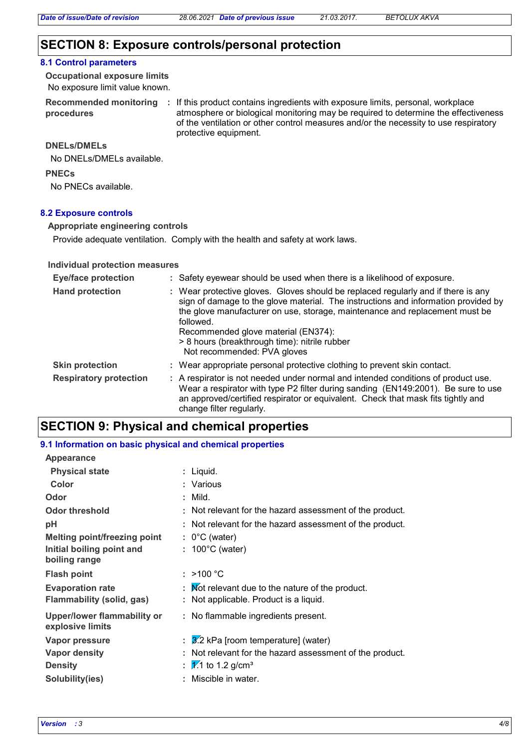# SECTION 8: Exposure controls/personal protection

## 8.1 Control parameters

**Occupational exposure limits**

No exposure limit value known.

**Recommended monitoring procedures** : If this product contains ingredients with exposure limits, personal, workplace atmosphere or biological monitoring may be required to determine the effectiveness of the ventilation or other control measures and/or the necessity to use respiratory protective equipment.

**DNELs/DMELs**

No DNELs/DMELs available.

**PNECs**

No PNECs available.

## 8.2 Exposure controls

**Appropriate engineering controls**

Provide adequate ventilation. Comply with the health and safety at work laws.

**Individual protection measures**

**Eye/face protection** : Safety eyewear should be used when there is a likelihood of exposure.

**Hand protection** : Wear protective gloves. Gloves should be replaced regularly and if there is any sign of damage to the glove material. The instructions and information provided by the glove manufacturer on use, storage, maintenance and replacement must be followed.
Recommended glove material (EN374):
> 8 hours (breakthrough time): nitrile rubber
Not recommended: PVA gloves

**Skin protection** : Wear appropriate personal protective clothing to prevent skin contact.

**Respiratory protection** : A respirator is not needed under normal and intended conditions of product use. Wear a respirator with type P2 filter during sanding (EN149:2001). Be sure to use an approved/certified respirator or equivalent. Check that mask fits tightly and change filter regularly.

# SECTION 9: Physical and chemical properties

## 9.1 Information on basic physical and chemical properties

**Appearance**

**Physical state** : Liquid.

**Color** : Various

**Odor** : Mild.

**Odor threshold** : Not relevant for the hazard assessment of the product.

**pH** : Not relevant for the hazard assessment of the product.

**Melting point/freezing point** : 0°C (water)

**Initial boiling point and boiling range** : 100°C (water)

**Flash point** : >100 °C

**Evaporation rate** : Not relevant due to the nature of the product.

**Flammability (solid, gas)** : Not applicable. Product is a liquid.

**Upper/lower flammability or explosive limits** : No flammable ingredients present.

**Vapor pressure** : 3.2 kPa [room temperature] (water)

**Vapor density** : Not relevant for the hazard assessment of the product.

**Density** : 1.1 to 1.2 g/cm³

**Solubility(ies)** : Miscible in water.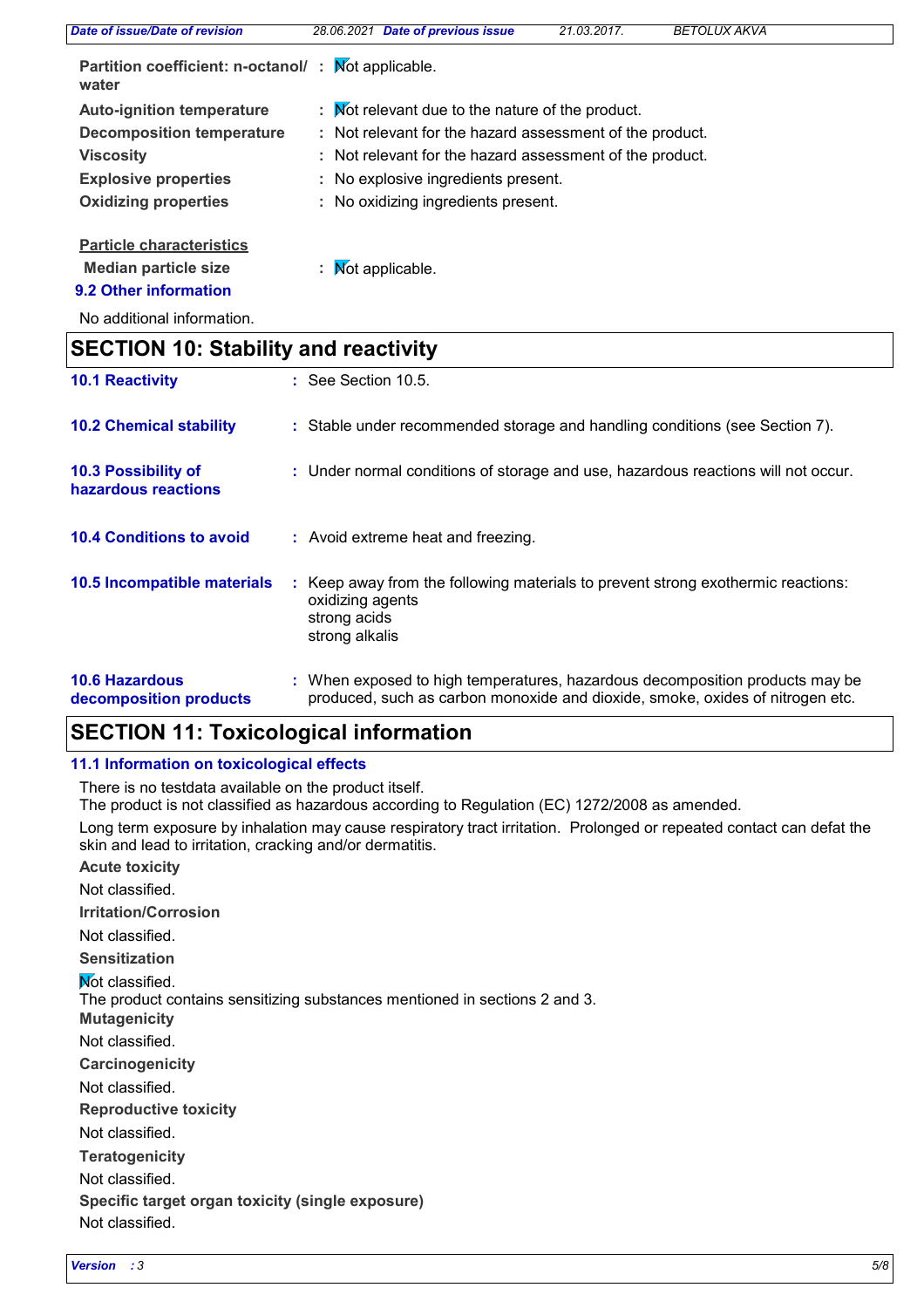| | | |
|---|---|---|
| **Partition coefficient: n-octanol/ water** | : | Not applicable. |
| **Auto-ignition temperature** | : | Not relevant due to the nature of the product. |
| **Decomposition temperature** | : | Not relevant for the hazard assessment of the product. |
| **Viscosity** | : | Not relevant for the hazard assessment of the product. |
| **Explosive properties** | : | No explosive ingredients present. |
| **Oxidizing properties** | : | No oxidizing ingredients present. |

**Particle characteristics**

**Median particle size** : Not applicable.

### 9.2 Other information

No additional information.

## SECTION 10: Stability and reactivity

| | | |
|---|---|---|
| **10.1 Reactivity** | : | See Section 10.5. |
| **10.2 Chemical stability** | : | Stable under recommended storage and handling conditions (see Section 7). |
| **10.3 Possibility of hazardous reactions** | : | Under normal conditions of storage and use, hazardous reactions will not occur. |
| **10.4 Conditions to avoid** | : | Avoid extreme heat and freezing. |
| **10.5 Incompatible materials** | : | Keep away from the following materials to prevent strong exothermic reactions: oxidizing agents, strong acids, strong alkalis |
| **10.6 Hazardous decomposition products** | : | When exposed to high temperatures, hazardous decomposition products may be produced, such as carbon monoxide and dioxide, smoke, oxides of nitrogen etc. |

## SECTION 11: Toxicological information

### 11.1 Information on toxicological effects

There is no testdata available on the product itself.
The product is not classified as hazardous according to Regulation (EC) 1272/2008 as amended.

Long term exposure by inhalation may cause respiratory tract irritation. Prolonged or repeated contact can defat the skin and lead to irritation, cracking and/or dermatitis.

**Acute toxicity**

Not classified.

**Irritation/Corrosion**

Not classified.

**Sensitization**

Not classified.
The product contains sensitizing substances mentioned in sections 2 and 3.

**Mutagenicity**

Not classified.

**Carcinogenicity**

Not classified.

**Reproductive toxicity**

Not classified.

**Teratogenicity**

Not classified.

**Specific target organ toxicity (single exposure)**

Not classified.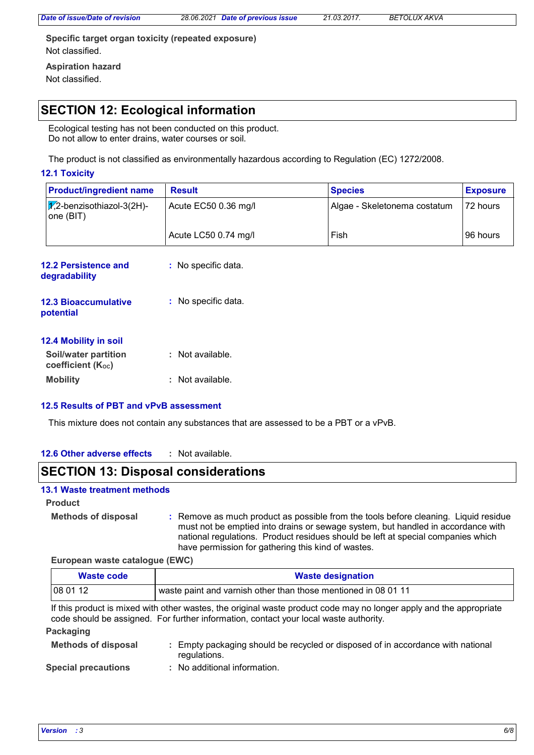**Specific target organ toxicity (repeated exposure)**

Not classified.

**Aspiration hazard**

Not classified.

## SECTION 12: Ecological information

Ecological testing has not been conducted on this product.
Do not allow to enter drains, water courses or soil.

The product is not classified as environmentally hazardous according to Regulation (EC) 1272/2008.

### 12.1 Toxicity

| Product/ingredient name | Result | Species | Exposure |
|---|---|---|---|
| 1,2-benzisothiazol-3(2H)-one (BIT) | Acute EC50 0.36 mg/l | Algae - Skeletonema costatum | 72 hours |
| | Acute LC50 0.74 mg/l | Fish | 96 hours |

**12.2 Persistence and degradability** : No specific data.

**12.3 Bioaccumulative potential** : No specific data.

### 12.4 Mobility in soil

**Soil/water partition coefficient ($K_{OC}$)** : Not available.

**Mobility** : Not available.

### 12.5 Results of PBT and vPvB assessment

This mixture does not contain any substances that are assessed to be a PBT or a vPvB.

**12.6 Other adverse effects** : Not available.

## SECTION 13: Disposal considerations

### 13.1 Waste treatment methods

**Product**

**Methods of disposal** : Remove as much product as possible from the tools before cleaning. Liquid residue must not be emptied into drains or sewage system, but handled in accordance with national regulations. Product residues should be left at special companies which have permission for gathering this kind of wastes.

**European waste catalogue (EWC)**

| Waste code | Waste designation |
|---|---|
| 08 01 12 | waste paint and varnish other than those mentioned in 08 01 11 |

If this product is mixed with other wastes, the original waste product code may no longer apply and the appropriate code should be assigned. For further information, contact your local waste authority.

**Packaging**

**Methods of disposal** : Empty packaging should be recycled or disposed of in accordance with national regulations.

**Special precautions** : No additional information.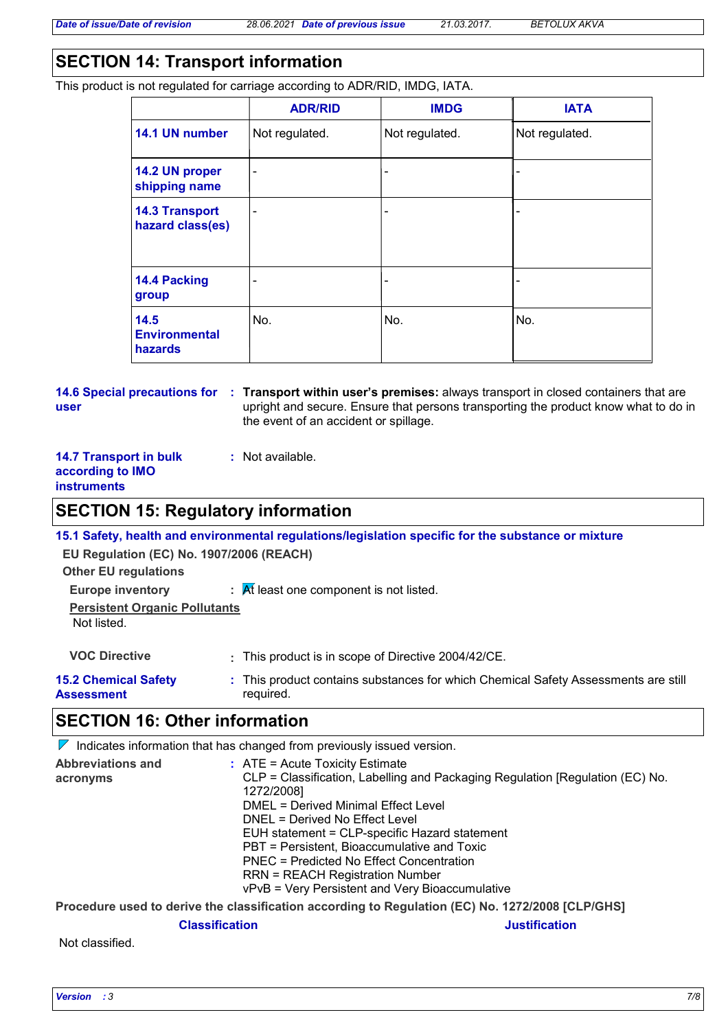## SECTION 14: Transport information

This product is not regulated for carriage according to ADR/RID, IMDG, IATA.

| | ADR/RID | IMDG | IATA |
|---|---|---|---|
| **14.1 UN number** | Not regulated. | Not regulated. | Not regulated. |
| **14.2 UN proper shipping name** | - | - | - |
| **14.3 Transport hazard class(es)** | - | - | - |
| **14.4 Packing group** | - | - | - |
| **14.5 Environmental hazards** | No. | No. | No. |

**14.6 Special precautions for user** : **Transport within user's premises:** always transport in closed containers that are upright and secure. Ensure that persons transporting the product know what to do in the event of an accident or spillage.

**14.7 Transport in bulk according to IMO instruments** : Not available.

## SECTION 15: Regulatory information

**15.1 Safety, health and environmental regulations/legislation specific for the substance or mixture**

**EU Regulation (EC) No. 1907/2006 (REACH)**

**Other EU regulations**

**Europe inventory** : At least one component is not listed.

**Persistent Organic Pollutants**

Not listed.

**VOC Directive** : This product is in scope of Directive 2004/42/CE.

**15.2 Chemical Safety Assessment** : This product contains substances for which Chemical Safety Assessments are still required.

## SECTION 16: Other information

Indicates information that has changed from previously issued version.

**Abbreviations and acronyms** :
ATE = Acute Toxicity Estimate
CLP = Classification, Labelling and Packaging Regulation [Regulation (EC) No. 1272/2008]
DMEL = Derived Minimal Effect Level
DNEL = Derived No Effect Level
EUH statement = CLP-specific Hazard statement
PBT = Persistent, Bioaccumulative and Toxic
PNEC = Predicted No Effect Concentration
RRN = REACH Registration Number
vPvB = Very Persistent and Very Bioaccumulative

**Procedure used to derive the classification according to Regulation (EC) No. 1272/2008 [CLP/GHS]**

| Classification | Justification |
|---|---|
| Not classified. | |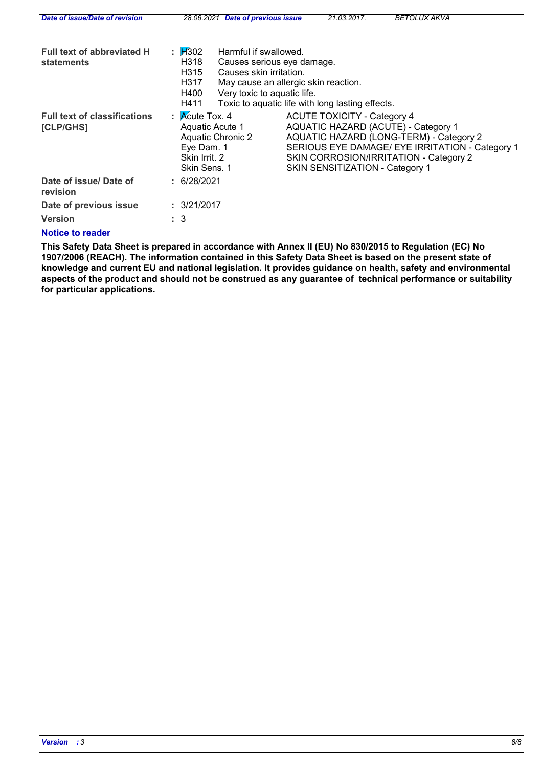**Full text of abbreviated H statements**

| | | |
|---|---|---|
| : | H302 | Harmful if swallowed. |
| | H318 | Causes serious eye damage. |
| | H315 | Causes skin irritation. |
| | H317 | May cause an allergic skin reaction. |
| | H400 | Very toxic to aquatic life. |
| | H411 | Toxic to aquatic life with long lasting effects. |

**Full text of classifications [CLP/GHS]**

| | | |
|---|---|---|
| : | Acute Tox. 4 | ACUTE TOXICITY - Category 4 |
| | Aquatic Acute 1 | AQUATIC HAZARD (ACUTE) - Category 1 |
| | Aquatic Chronic 2 | AQUATIC HAZARD (LONG-TERM) - Category 2 |
| | Eye Dam. 1 | SERIOUS EYE DAMAGE/ EYE IRRITATION - Category 1 |
| | Skin Irrit. 2 | SKIN CORROSION/IRRITATION - Category 2 |
| | Skin Sens. 1 | SKIN SENSITIZATION - Category 1 |

**Date of issue/ Date of revision** : 6/28/2021

**Date of previous issue** : 3/21/2017

**Version** : 3

## Notice to reader

**This Safety Data Sheet is prepared in accordance with Annex II (EU) No 830/2015 to Regulation (EC) No 1907/2006 (REACH). The information contained in this Safety Data Sheet is based on the present state of knowledge and current EU and national legislation. It provides guidance on health, safety and environmental aspects of the product and should not be construed as any guarantee of technical performance or suitability for particular applications.**